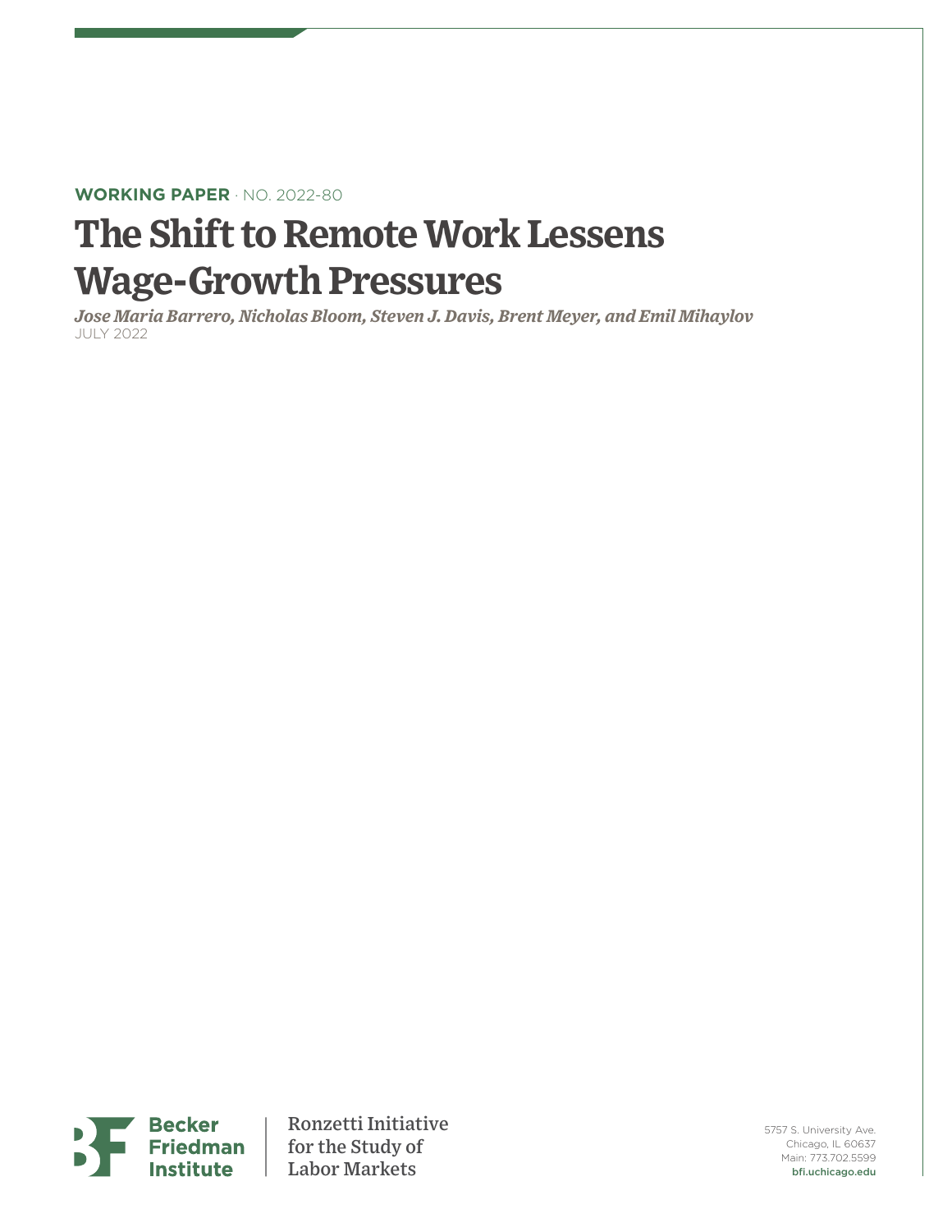**WORKING PAPER** · NO. 2022-80

# The Shift to Remote Work Lessens Wage-Growth Pressures

*Jose Maria Barrero, Nicholas Bloom, Steven J. Davis, Brent Meyer, and Emil Mihaylov*

JULY 2022

Becker Friedman Institute

Ronzetti Initiative for the Study of Labor Markets

5757 S. University Ave.
Chicago, IL 60637
Main: 773.702.5599
bfi.uchicago.edu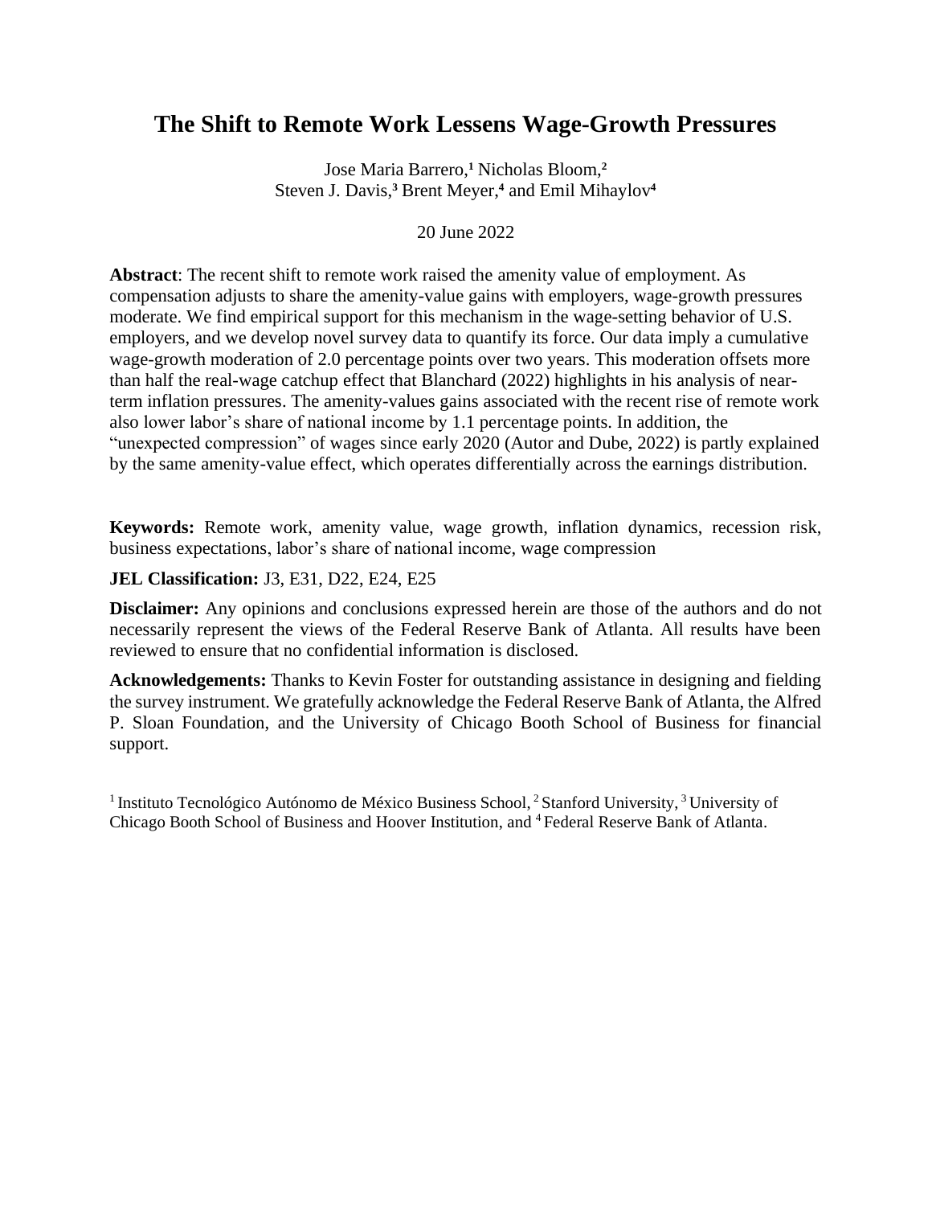# The Shift to Remote Work Lessens Wage-Growth Pressures

Jose Maria Barrero,[1] Nicholas Bloom,[2]
Steven J. Davis,[3] Brent Meyer,[4] and Emil Mihaylov[4]

20 June 2022

**Abstract**: The recent shift to remote work raised the amenity value of employment. As compensation adjusts to share the amenity-value gains with employers, wage-growth pressures moderate. We find empirical support for this mechanism in the wage-setting behavior of U.S. employers, and we develop novel survey data to quantify its force. Our data imply a cumulative wage-growth moderation of 2.0 percentage points over two years. This moderation offsets more than half the real-wage catchup effect that Blanchard (2022) highlights in his analysis of near-term inflation pressures. The amenity-values gains associated with the recent rise of remote work also lower labor's share of national income by 1.1 percentage points. In addition, the "unexpected compression" of wages since early 2020 (Autor and Dube, 2022) is partly explained by the same amenity-value effect, which operates differentially across the earnings distribution.

**Keywords:** Remote work, amenity value, wage growth, inflation dynamics, recession risk, business expectations, labor's share of national income, wage compression

**JEL Classification:** J3, E31, D22, E24, E25

**Disclaimer:** Any opinions and conclusions expressed herein are those of the authors and do not necessarily represent the views of the Federal Reserve Bank of Atlanta. All results have been reviewed to ensure that no confidential information is disclosed.

**Acknowledgements:** Thanks to Kevin Foster for outstanding assistance in designing and fielding the survey instrument. We gratefully acknowledge the Federal Reserve Bank of Atlanta, the Alfred P. Sloan Foundation, and the University of Chicago Booth School of Business for financial support.

[1] Instituto Tecnológico Autónomo de México Business School, [2] Stanford University, [3] University of Chicago Booth School of Business and Hoover Institution, and [4] Federal Reserve Bank of Atlanta.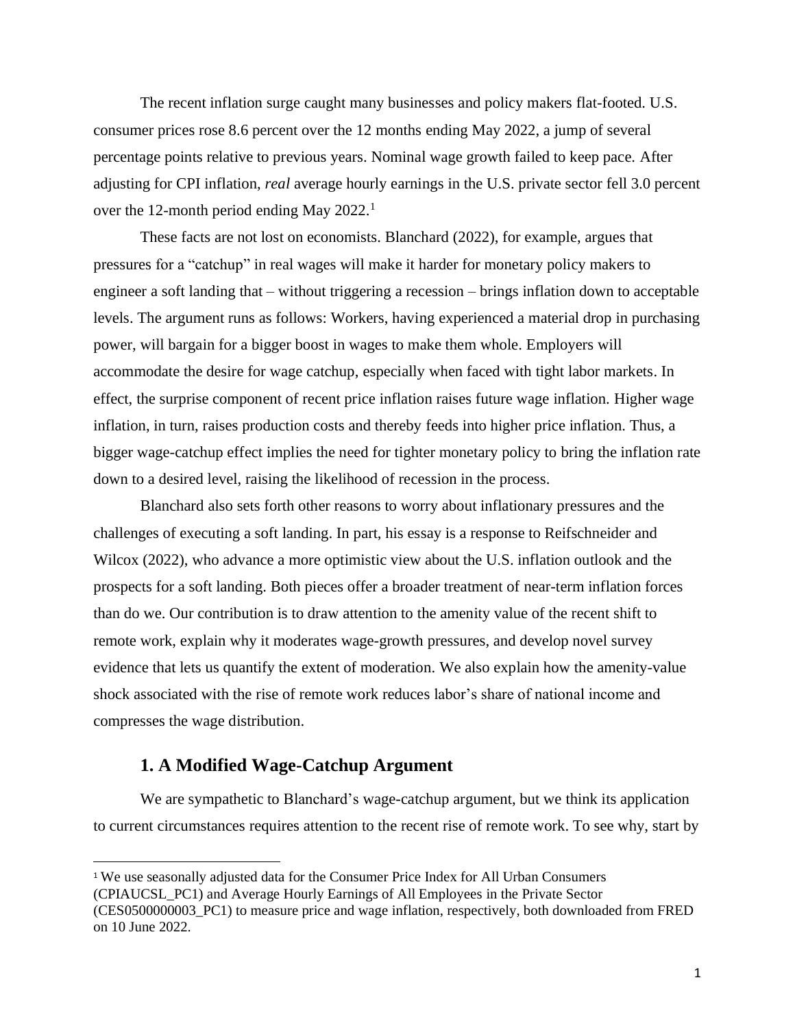The recent inflation surge caught many businesses and policy makers flat-footed. U.S. consumer prices rose 8.6 percent over the 12 months ending May 2022, a jump of several percentage points relative to previous years. Nominal wage growth failed to keep pace. After adjusting for CPI inflation, *real* average hourly earnings in the U.S. private sector fell 3.0 percent over the 12-month period ending May 2022.[1]

These facts are not lost on economists. Blanchard (2022), for example, argues that pressures for a "catchup" in real wages will make it harder for monetary policy makers to engineer a soft landing that – without triggering a recession – brings inflation down to acceptable levels. The argument runs as follows: Workers, having experienced a material drop in purchasing power, will bargain for a bigger boost in wages to make them whole. Employers will accommodate the desire for wage catchup, especially when faced with tight labor markets. In effect, the surprise component of recent price inflation raises future wage inflation. Higher wage inflation, in turn, raises production costs and thereby feeds into higher price inflation. Thus, a bigger wage-catchup effect implies the need for tighter monetary policy to bring the inflation rate down to a desired level, raising the likelihood of recession in the process.

Blanchard also sets forth other reasons to worry about inflationary pressures and the challenges of executing a soft landing. In part, his essay is a response to Reifschneider and Wilcox (2022), who advance a more optimistic view about the U.S. inflation outlook and the prospects for a soft landing. Both pieces offer a broader treatment of near-term inflation forces than do we. Our contribution is to draw attention to the amenity value of the recent shift to remote work, explain why it moderates wage-growth pressures, and develop novel survey evidence that lets us quantify the extent of moderation. We also explain how the amenity-value shock associated with the rise of remote work reduces labor's share of national income and compresses the wage distribution.

## 1. A Modified Wage-Catchup Argument

We are sympathetic to Blanchard's wage-catchup argument, but we think its application to current circumstances requires attention to the recent rise of remote work. To see why, start by

[1] We use seasonally adjusted data for the Consumer Price Index for All Urban Consumers (CPIAUCSL_PC1) and Average Hourly Earnings of All Employees in the Private Sector (CES0500000003_PC1) to measure price and wage inflation, respectively, both downloaded from FRED on 10 June 2022.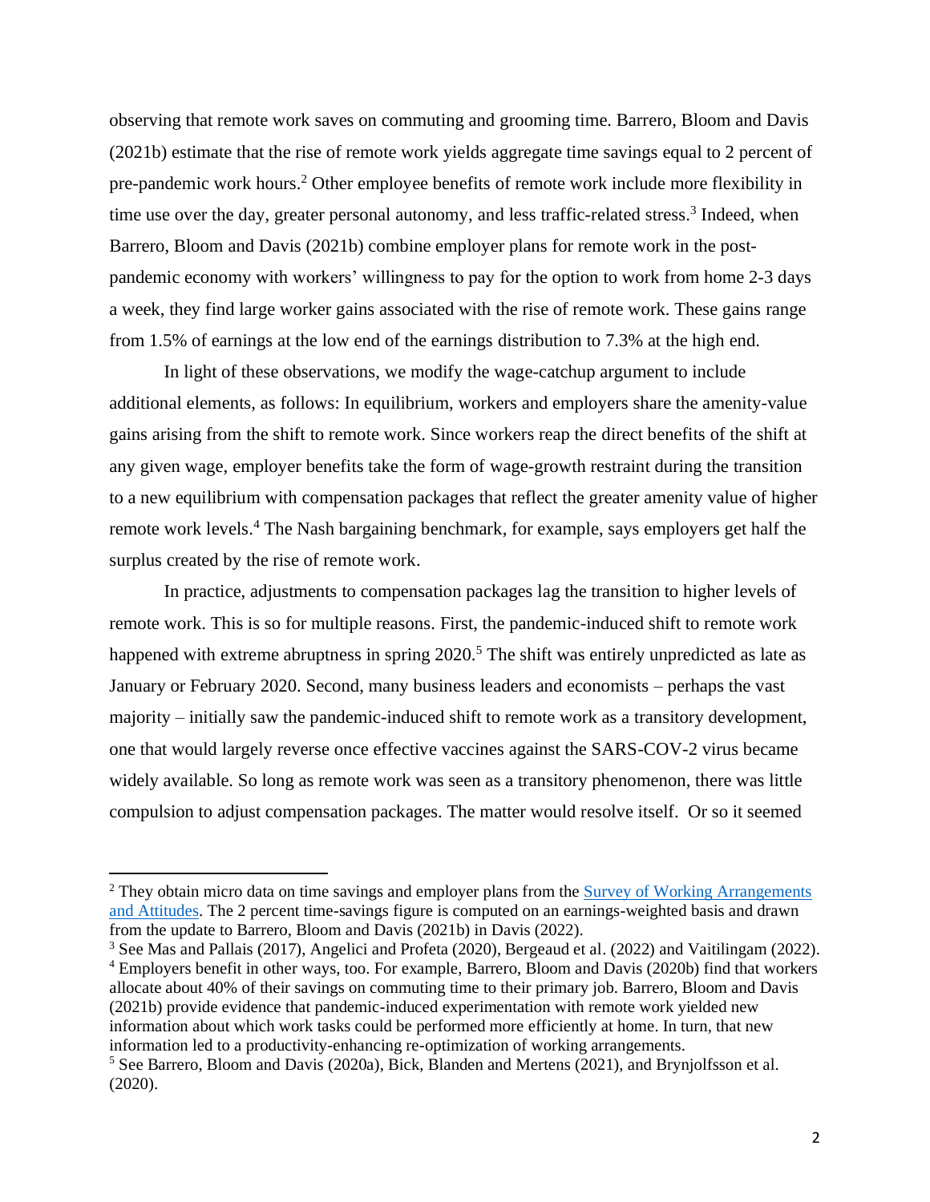observing that remote work saves on commuting and grooming time. Barrero, Bloom and Davis (2021b) estimate that the rise of remote work yields aggregate time savings equal to 2 percent of pre-pandemic work hours.[2] Other employee benefits of remote work include more flexibility in time use over the day, greater personal autonomy, and less traffic-related stress.[3] Indeed, when Barrero, Bloom and Davis (2021b) combine employer plans for remote work in the post-pandemic economy with workers' willingness to pay for the option to work from home 2-3 days a week, they find large worker gains associated with the rise of remote work. These gains range from 1.5% of earnings at the low end of the earnings distribution to 7.3% at the high end.

In light of these observations, we modify the wage-catchup argument to include additional elements, as follows: In equilibrium, workers and employers share the amenity-value gains arising from the shift to remote work. Since workers reap the direct benefits of the shift at any given wage, employer benefits take the form of wage-growth restraint during the transition to a new equilibrium with compensation packages that reflect the greater amenity value of higher remote work levels.[4] The Nash bargaining benchmark, for example, says employers get half the surplus created by the rise of remote work.

In practice, adjustments to compensation packages lag the transition to higher levels of remote work. This is so for multiple reasons. First, the pandemic-induced shift to remote work happened with extreme abruptness in spring 2020.[5] The shift was entirely unpredicted as late as January or February 2020. Second, many business leaders and economists – perhaps the vast majority – initially saw the pandemic-induced shift to remote work as a transitory development, one that would largely reverse once effective vaccines against the SARS-COV-2 virus became widely available. So long as remote work was seen as a transitory phenomenon, there was little compulsion to adjust compensation packages. The matter would resolve itself. Or so it seemed

---

[2] They obtain micro data on time savings and employer plans from the Survey of Working Arrangements and Attitudes. The 2 percent time-savings figure is computed on an earnings-weighted basis and drawn from the update to Barrero, Bloom and Davis (2021b) in Davis (2022).

[3] See Mas and Pallais (2017), Angelici and Profeta (2020), Bergeaud et al. (2022) and Vaitilingam (2022).

[4] Employers benefit in other ways, too. For example, Barrero, Bloom and Davis (2020b) find that workers allocate about 40% of their savings on commuting time to their primary job. Barrero, Bloom and Davis (2021b) provide evidence that pandemic-induced experimentation with remote work yielded new information about which work tasks could be performed more efficiently at home. In turn, that new information led to a productivity-enhancing re-optimization of working arrangements.

[5] See Barrero, Bloom and Davis (2020a), Bick, Blanden and Mertens (2021), and Brynjolfsson et al. (2020).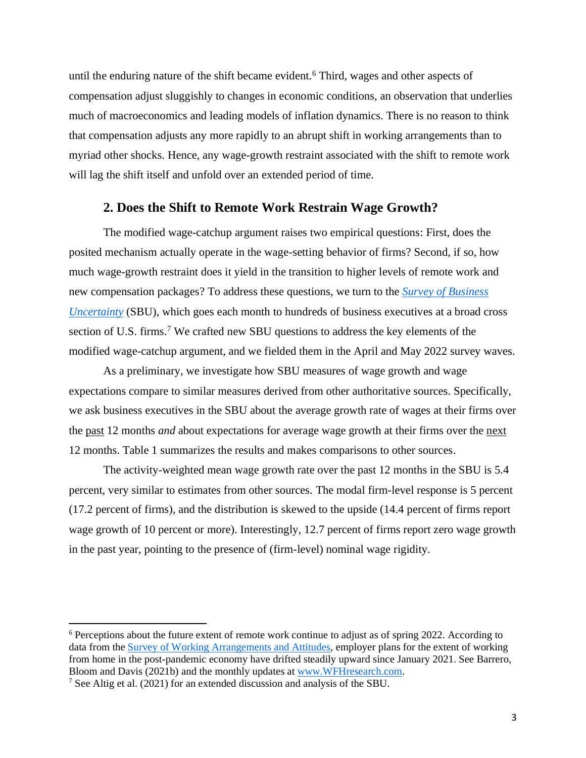until the enduring nature of the shift became evident.[6] Third, wages and other aspects of compensation adjust sluggishly to changes in economic conditions, an observation that underlies much of macroeconomics and leading models of inflation dynamics. There is no reason to think that compensation adjusts any more rapidly to an abrupt shift in working arrangements than to myriad other shocks. Hence, any wage-growth restraint associated with the shift to remote work will lag the shift itself and unfold over an extended period of time.

## 2. Does the Shift to Remote Work Restrain Wage Growth?

The modified wage-catchup argument raises two empirical questions: First, does the posited mechanism actually operate in the wage-setting behavior of firms? Second, if so, how much wage-growth restraint does it yield in the transition to higher levels of remote work and new compensation packages? To address these questions, we turn to the *Survey of Business Uncertainty* (SBU), which goes each month to hundreds of business executives at a broad cross section of U.S. firms.[7] We crafted new SBU questions to address the key elements of the modified wage-catchup argument, and we fielded them in the April and May 2022 survey waves.

As a preliminary, we investigate how SBU measures of wage growth and wage expectations compare to similar measures derived from other authoritative sources. Specifically, we ask business executives in the SBU about the average growth rate of wages at their firms over the past 12 months *and* about expectations for average wage growth at their firms over the next 12 months. Table 1 summarizes the results and makes comparisons to other sources.

The activity-weighted mean wage growth rate over the past 12 months in the SBU is 5.4 percent, very similar to estimates from other sources. The modal firm-level response is 5 percent (17.2 percent of firms), and the distribution is skewed to the upside (14.4 percent of firms report wage growth of 10 percent or more). Interestingly, 12.7 percent of firms report zero wage growth in the past year, pointing to the presence of (firm-level) nominal wage rigidity.

[6] Perceptions about the future extent of remote work continue to adjust as of spring 2022. According to data from the Survey of Working Arrangements and Attitudes, employer plans for the extent of working from home in the post-pandemic economy have drifted steadily upward since January 2021. See Barrero, Bloom and Davis (2021b) and the monthly updates at www.WFHresearch.com.

[7] See Altig et al. (2021) for an extended discussion and analysis of the SBU.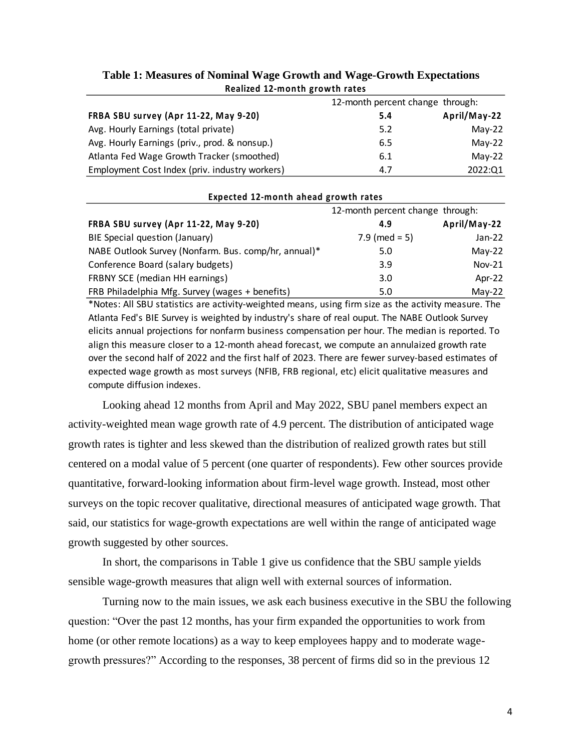**Table 1: Measures of Nominal Wage Growth and Wage-Growth Expectations**

**Realized 12-month growth rates**

| | 12-month percent change | through: |
|---|---|---|
| **FRBA SBU survey (Apr 11-22, May 9-20)** | **5.4** | **April/May-22** |
| Avg. Hourly Earnings (total private) | 5.2 | May-22 |
| Avg. Hourly Earnings (priv., prod. & nonsup.) | 6.5 | May-22 |
| Atlanta Fed Wage Growth Tracker (smoothed) | 6.1 | May-22 |
| Employment Cost Index (priv. industry workers) | 4.7 | 2022:Q1 |

**Expected 12-month ahead growth rates**

| | 12-month percent change | through: |
|---|---|---|
| **FRBA SBU survey (Apr 11-22, May 9-20)** | **4.9** | **April/May-22** |
| BIE Special question (January) | 7.9 (med = 5) | Jan-22 |
| NABE Outlook Survey (Nonfarm. Bus. comp/hr, annual)* | 5.0 | May-22 |
| Conference Board (salary budgets) | 3.9 | Nov-21 |
| FRBNY SCE (median HH earnings) | 3.0 | Apr-22 |
| FRB Philadelphia Mfg. Survey (wages + benefits) | 5.0 | May-22 |

*Notes: All SBU statistics are activity-weighted means, using firm size as the activity measure. The Atlanta Fed's BIE Survey is weighted by industry's share of real ouput. The NABE Outlook Survey elicits annual projections for nonfarm business compensation per hour. The median is reported. To align this measure closer to a 12-month ahead forecast, we compute an annulaized growth rate over the second half of 2022 and the first half of 2023. There are fewer survey-based estimates of expected wage growth as most surveys (NFIB, FRB regional, etc) elicit qualitative measures and compute diffusion indexes.

Looking ahead 12 months from April and May 2022, SBU panel members expect an activity-weighted mean wage growth rate of 4.9 percent. The distribution of anticipated wage growth rates is tighter and less skewed than the distribution of realized growth rates but still centered on a modal value of 5 percent (one quarter of respondents). Few other sources provide quantitative, forward-looking information about firm-level wage growth. Instead, most other surveys on the topic recover qualitative, directional measures of anticipated wage growth. That said, our statistics for wage-growth expectations are well within the range of anticipated wage growth suggested by other sources.

In short, the comparisons in Table 1 give us confidence that the SBU sample yields sensible wage-growth measures that align well with external sources of information.

Turning now to the main issues, we ask each business executive in the SBU the following question: "Over the past 12 months, has your firm expanded the opportunities to work from home (or other remote locations) as a way to keep employees happy and to moderate wage-growth pressures?" According to the responses, 38 percent of firms did so in the previous 12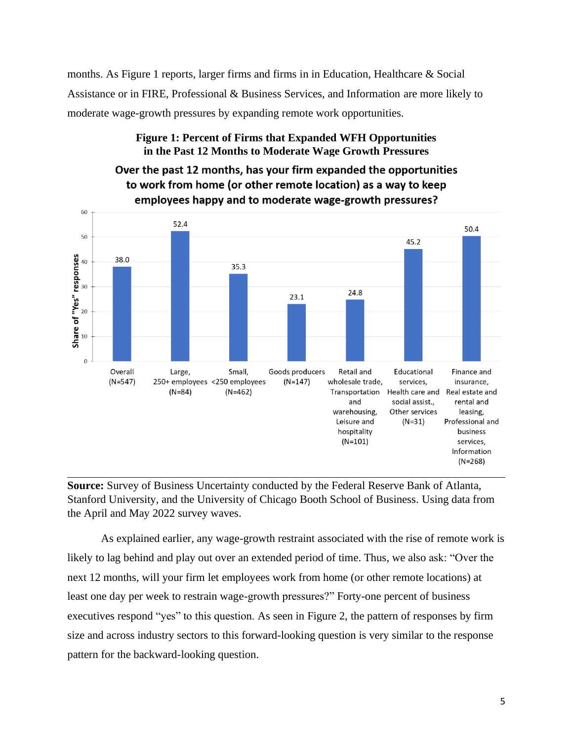months. As Figure 1 reports, larger firms and firms in in Education, Healthcare & Social Assistance or in FIRE, Professional & Business Services, and Information are more likely to moderate wage-growth pressures by expanding remote work opportunities.

**Figure 1: Percent of Firms that Expanded WFH Opportunities in the Past 12 Months to Moderate Wage Growth Pressures**

**Over the past 12 months, has your firm expanded the opportunities to work from home (or other remote location) as a way to keep employees happy and to moderate wage-growth pressures?**

| Category | Share of "Yes" responses |
|---|---|
| Overall (N=547) | 38.0 |
| Large, 250+ employees (N=84) | 52.4 |
| Small, <250 employees (N=462) | 35.3 |
| Goods producers (N=147) | 23.1 |
| Retail and wholesale trade, Transportation and warehousing, Leisure and hospitality (N=101) | 24.8 |
| Educational services, Health care and social assist., Other services (N=31) | 45.2 |
| Finance and insurance, Real estate and rental and leasing, Professional and business services, Information (N=268) | 50.4 |

**Source:** Survey of Business Uncertainty conducted by the Federal Reserve Bank of Atlanta, Stanford University, and the University of Chicago Booth School of Business. Using data from the April and May 2022 survey waves.

As explained earlier, any wage-growth restraint associated with the rise of remote work is likely to lag behind and play out over an extended period of time. Thus, we also ask: "Over the next 12 months, will your firm let employees work from home (or other remote locations) at least one day per week to restrain wage-growth pressures?" Forty-one percent of business executives respond "yes" to this question. As seen in Figure 2, the pattern of responses by firm size and across industry sectors to this forward-looking question is very similar to the response pattern for the backward-looking question.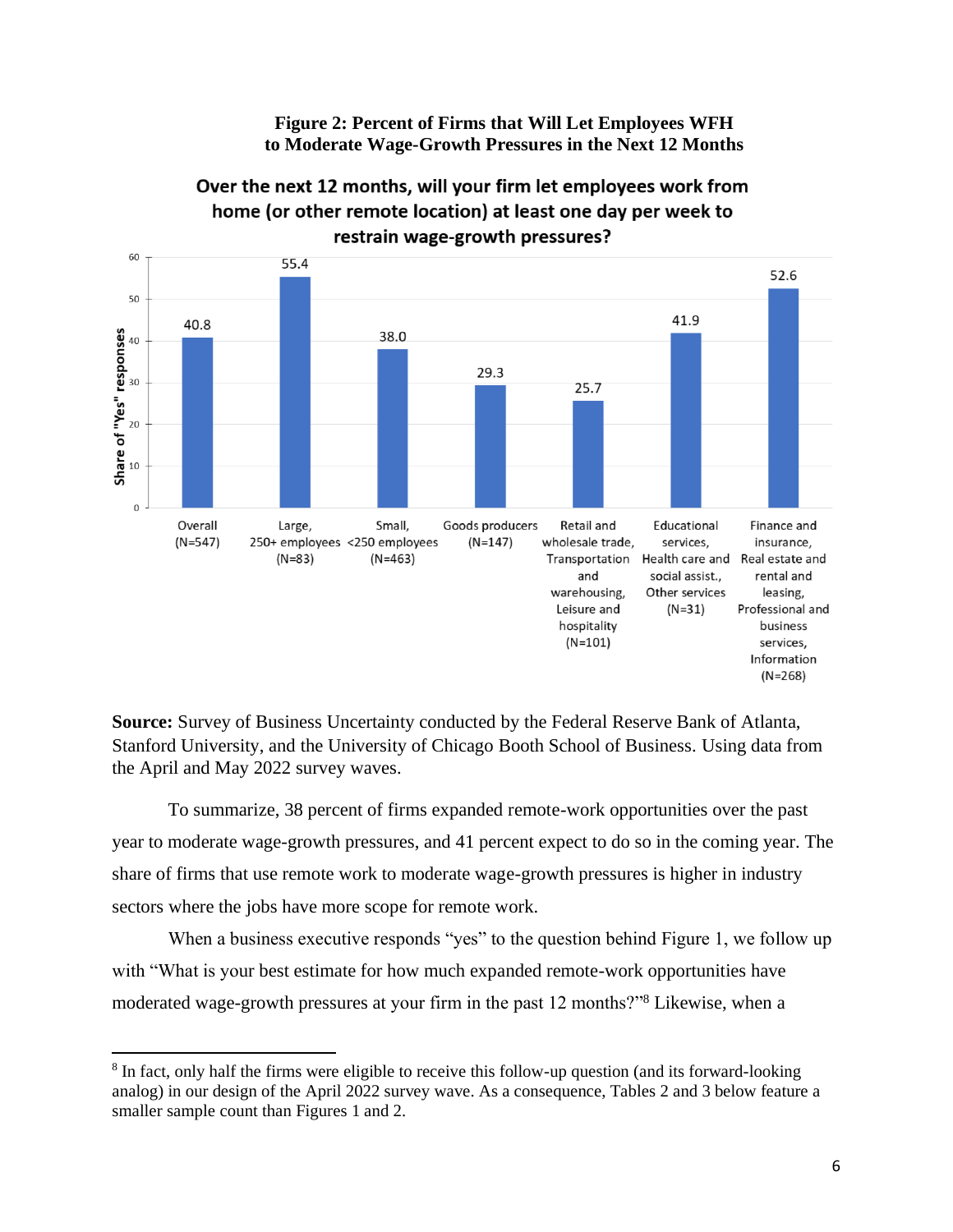**Figure 2: Percent of Firms that Will Let Employees WFH to Moderate Wage-Growth Pressures in the Next 12 Months**

**Over the next 12 months, will your firm let employees work from home (or other remote location) at least one day per week to restrain wage-growth pressures?**

| Category | Share of "Yes" responses |
| --- | --- |
| Overall (N=547) | 40.8 |
| Large, 250+ employees (N=83) | 55.4 |
| Small, <250 employees (N=463) | 38.0 |
| Goods producers (N=147) | 29.3 |
| Retail and wholesale trade, Transportation and warehousing, Leisure and hospitality (N=101) | 25.7 |
| Educational services, Health care and social assist., Other services (N=31) | 41.9 |
| Finance and insurance, Real estate and rental and leasing, Professional and business services, Information (N=268) | 52.6 |

**Source:** Survey of Business Uncertainty conducted by the Federal Reserve Bank of Atlanta, Stanford University, and the University of Chicago Booth School of Business. Using data from the April and May 2022 survey waves.

To summarize, 38 percent of firms expanded remote-work opportunities over the past year to moderate wage-growth pressures, and 41 percent expect to do so in the coming year. The share of firms that use remote work to moderate wage-growth pressures is higher in industry sectors where the jobs have more scope for remote work.

When a business executive responds "yes" to the question behind Figure 1, we follow up with "What is your best estimate for how much expanded remote-work opportunities have moderated wage-growth pressures at your firm in the past 12 months?"[8] Likewise, when a

[8] In fact, only half the firms were eligible to receive this follow-up question (and its forward-looking analog) in our design of the April 2022 survey wave. As a consequence, Tables 2 and 3 below feature a smaller sample count than Figures 1 and 2.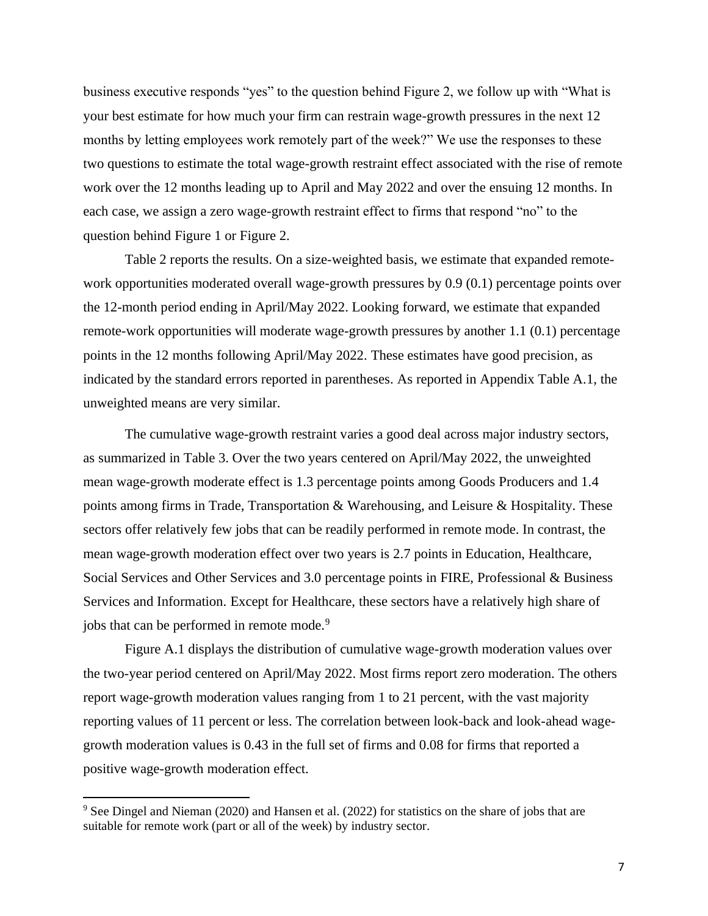business executive responds "yes" to the question behind Figure 2, we follow up with "What is your best estimate for how much your firm can restrain wage-growth pressures in the next 12 months by letting employees work remotely part of the week?" We use the responses to these two questions to estimate the total wage-growth restraint effect associated with the rise of remote work over the 12 months leading up to April and May 2022 and over the ensuing 12 months. In each case, we assign a zero wage-growth restraint effect to firms that respond "no" to the question behind Figure 1 or Figure 2.

Table 2 reports the results. On a size-weighted basis, we estimate that expanded remote-work opportunities moderated overall wage-growth pressures by 0.9 (0.1) percentage points over the 12-month period ending in April/May 2022. Looking forward, we estimate that expanded remote-work opportunities will moderate wage-growth pressures by another 1.1 (0.1) percentage points in the 12 months following April/May 2022. These estimates have good precision, as indicated by the standard errors reported in parentheses. As reported in Appendix Table A.1, the unweighted means are very similar.

The cumulative wage-growth restraint varies a good deal across major industry sectors, as summarized in Table 3. Over the two years centered on April/May 2022, the unweighted mean wage-growth moderate effect is 1.3 percentage points among Goods Producers and 1.4 points among firms in Trade, Transportation & Warehousing, and Leisure & Hospitality. These sectors offer relatively few jobs that can be readily performed in remote mode. In contrast, the mean wage-growth moderation effect over two years is 2.7 points in Education, Healthcare, Social Services and Other Services and 3.0 percentage points in FIRE, Professional & Business Services and Information. Except for Healthcare, these sectors have a relatively high share of jobs that can be performed in remote mode.[9]

Figure A.1 displays the distribution of cumulative wage-growth moderation values over the two-year period centered on April/May 2022. Most firms report zero moderation. The others report wage-growth moderation values ranging from 1 to 21 percent, with the vast majority reporting values of 11 percent or less. The correlation between look-back and look-ahead wage-growth moderation values is 0.43 in the full set of firms and 0.08 for firms that reported a positive wage-growth moderation effect.

---

[9] See Dingel and Nieman (2020) and Hansen et al. (2022) for statistics on the share of jobs that are suitable for remote work (part or all of the week) by industry sector.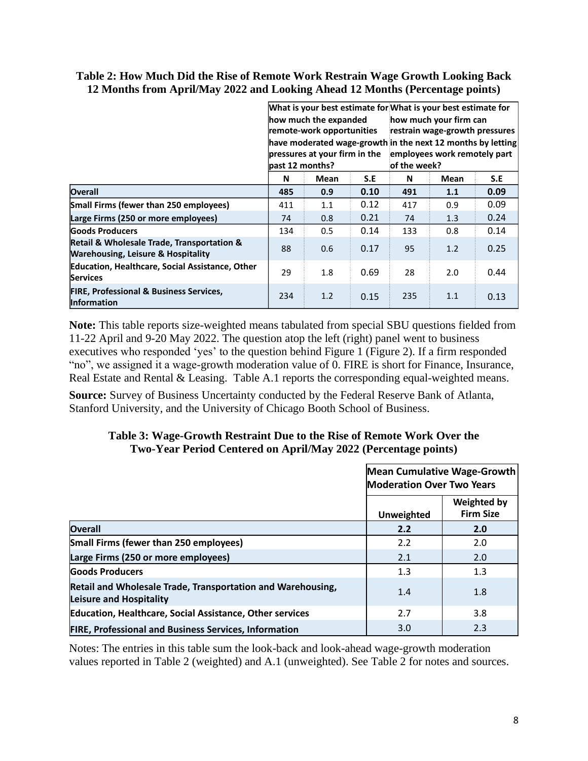**Table 2: How Much Did the Rise of Remote Work Restrain Wage Growth Looking Back 12 Months from April/May 2022 and Looking Ahead 12 Months (Percentage points)**

| | What is your best estimate for how much the expanded remote-work opportunities have moderated wage-growth pressures at your firm in the past 12 months? | | | What is your best estimate for how much your firm can restrain wage-growth pressures in the next 12 months by letting employees work remotely part of the week? | | |
|---|---|---|---|---|---|---|
| | N | Mean | S.E | N | Mean | S.E |
| **Overall** | **485** | **0.9** | **0.10** | **491** | **1.1** | **0.09** |
| **Small Firms (fewer than 250 employees)** | 411 | 1.1 | 0.12 | 417 | 0.9 | 0.09 |
| **Large Firms (250 or more employees)** | 74 | 0.8 | 0.21 | 74 | 1.3 | 0.24 |
| **Goods Producers** | 134 | 0.5 | 0.14 | 133 | 0.8 | 0.14 |
| **Retail & Wholesale Trade, Transportation & Warehousing, Leisure & Hospitality** | 88 | 0.6 | 0.17 | 95 | 1.2 | 0.25 |
| **Education, Healthcare, Social Assistance, Other Services** | 29 | 1.8 | 0.69 | 28 | 2.0 | 0.44 |
| **FIRE, Professional & Business Services, Information** | 234 | 1.2 | 0.15 | 235 | 1.1 | 0.13 |

**Note:** This table reports size-weighted means tabulated from special SBU questions fielded from 11-22 April and 9-20 May 2022. The question atop the left (right) panel went to business executives who responded 'yes' to the question behind Figure 1 (Figure 2). If a firm responded "no", we assigned it a wage-growth moderation value of 0. FIRE is short for Finance, Insurance, Real Estate and Rental & Leasing. Table A.1 reports the corresponding equal-weighted means.

**Source:** Survey of Business Uncertainty conducted by the Federal Reserve Bank of Atlanta, Stanford University, and the University of Chicago Booth School of Business.

**Table 3: Wage-Growth Restraint Due to the Rise of Remote Work Over the Two-Year Period Centered on April/May 2022 (Percentage points)**

| | Mean Cumulative Wage-Growth Moderation Over Two Years | |
|---|---|---|
| | Unweighted | Weighted by Firm Size |
| **Overall** | **2.2** | **2.0** |
| **Small Firms (fewer than 250 employees)** | 2.2 | 2.0 |
| **Large Firms (250 or more employees)** | 2.1 | 2.0 |
| **Goods Producers** | 1.3 | 1.3 |
| **Retail and Wholesale Trade, Transportation and Warehousing, Leisure and Hospitality** | 1.4 | 1.8 |
| **Education, Healthcare, Social Assistance, Other services** | 2.7 | 3.8 |
| **FIRE, Professional and Business Services, Information** | 3.0 | 2.3 |

Notes: The entries in this table sum the look-back and look-ahead wage-growth moderation values reported in Table 2 (weighted) and A.1 (unweighted). See Table 2 for notes and sources.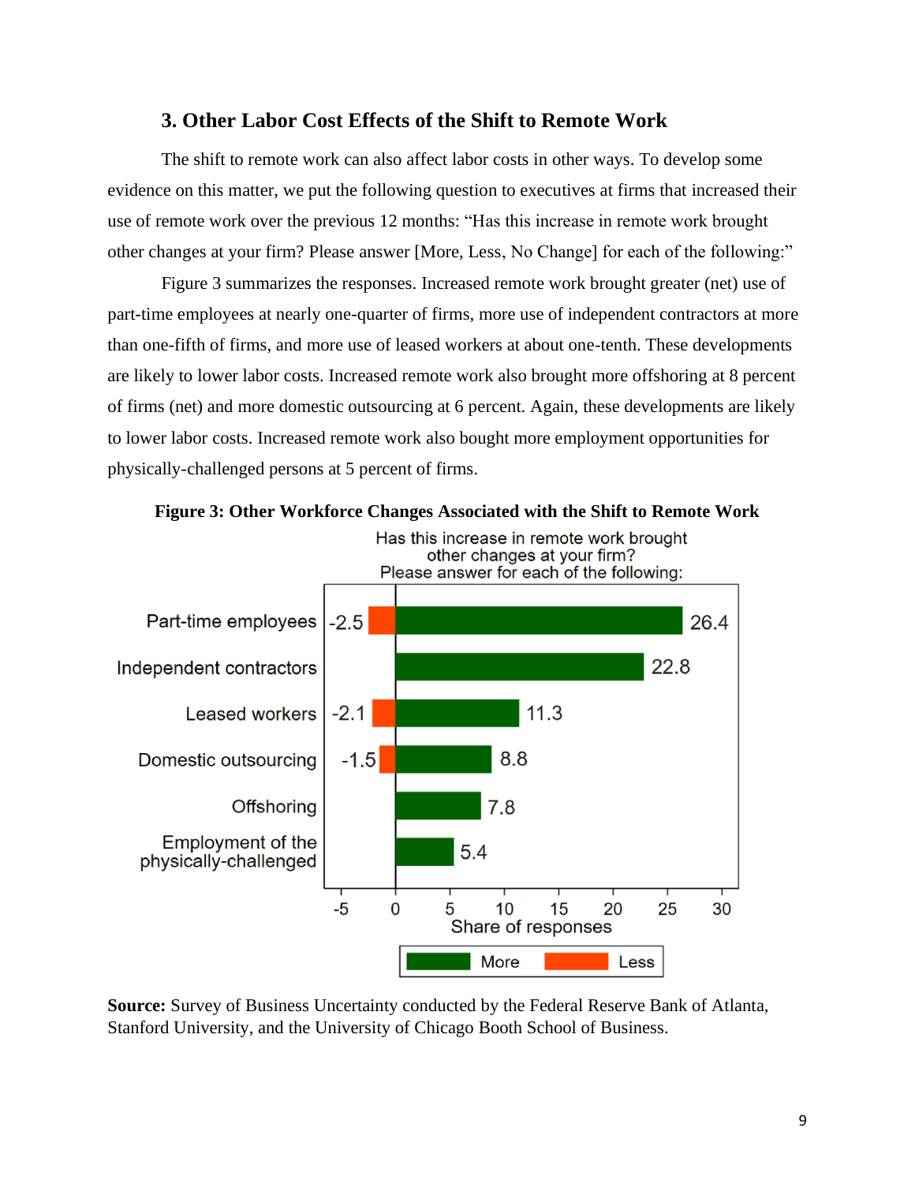### 3. Other Labor Cost Effects of the Shift to Remote Work

The shift to remote work can also affect labor costs in other ways. To develop some evidence on this matter, we put the following question to executives at firms that increased their use of remote work over the previous 12 months: "Has this increase in remote work brought other changes at your firm? Please answer [More, Less, No Change] for each of the following:"

Figure 3 summarizes the responses. Increased remote work brought greater (net) use of part-time employees at nearly one-quarter of firms, more use of independent contractors at more than one-fifth of firms, and more use of leased workers at about one-tenth. These developments are likely to lower labor costs. Increased remote work also brought more offshoring at 8 percent of firms (net) and more domestic outsourcing at 6 percent. Again, these developments are likely to lower labor costs. Increased remote work also bought more employment opportunities for physically-challenged persons at 5 percent of firms.

**Figure 3: Other Workforce Changes Associated with the Shift to Remote Work**

Has this increase in remote work brought other changes at your firm? Please answer for each of the following:

| | Less | More |
|---|---|---|
| Part-time employees | -2.5 | 26.4 |
| Independent contractors | | 22.8 |
| Leased workers | -2.1 | 11.3 |
| Domestic outsourcing | -1.5 | 8.8 |
| Offshoring | | 7.8 |
| Employment of the physically-challenged | | 5.4 |

Share of responses

**Source:** Survey of Business Uncertainty conducted by the Federal Reserve Bank of Atlanta, Stanford University, and the University of Chicago Booth School of Business.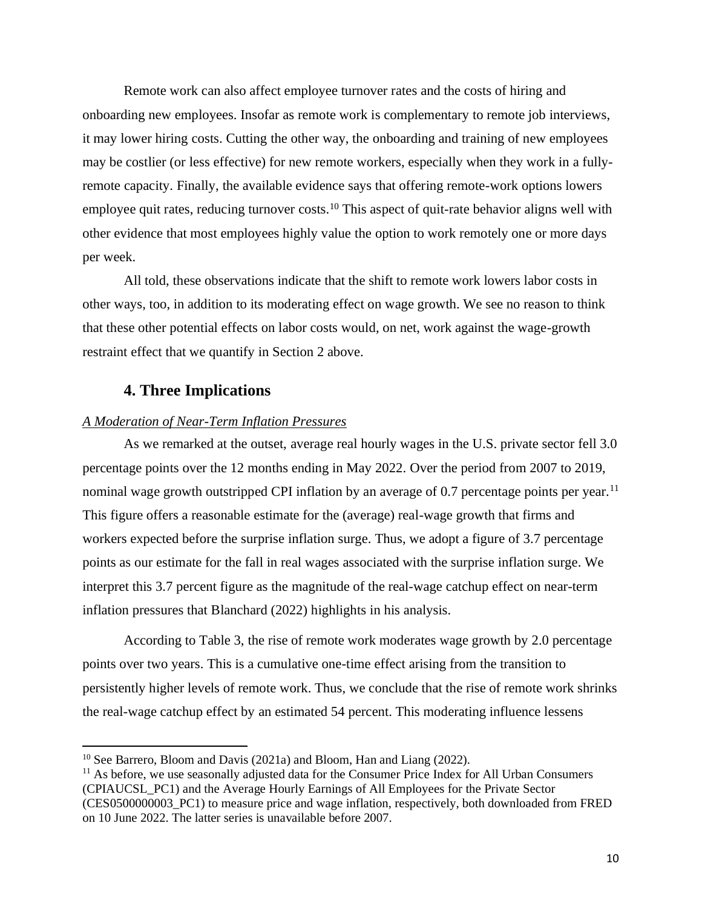Remote work can also affect employee turnover rates and the costs of hiring and onboarding new employees. Insofar as remote work is complementary to remote job interviews, it may lower hiring costs. Cutting the other way, the onboarding and training of new employees may be costlier (or less effective) for new remote workers, especially when they work in a fully-remote capacity. Finally, the available evidence says that offering remote-work options lowers employee quit rates, reducing turnover costs.[10] This aspect of quit-rate behavior aligns well with other evidence that most employees highly value the option to work remotely one or more days per week.

All told, these observations indicate that the shift to remote work lowers labor costs in other ways, too, in addition to its moderating effect on wage growth. We see no reason to think that these other potential effects on labor costs would, on net, work against the wage-growth restraint effect that we quantify in Section 2 above.

## 4. Three Implications

*A Moderation of Near-Term Inflation Pressures*

As we remarked at the outset, average real hourly wages in the U.S. private sector fell 3.0 percentage points over the 12 months ending in May 2022. Over the period from 2007 to 2019, nominal wage growth outstripped CPI inflation by an average of 0.7 percentage points per year.[11] This figure offers a reasonable estimate for the (average) real-wage growth that firms and workers expected before the surprise inflation surge. Thus, we adopt a figure of 3.7 percentage points as our estimate for the fall in real wages associated with the surprise inflation surge. We interpret this 3.7 percent figure as the magnitude of the real-wage catchup effect on near-term inflation pressures that Blanchard (2022) highlights in his analysis.

According to Table 3, the rise of remote work moderates wage growth by 2.0 percentage points over two years. This is a cumulative one-time effect arising from the transition to persistently higher levels of remote work. Thus, we conclude that the rise of remote work shrinks the real-wage catchup effect by an estimated 54 percent. This moderating influence lessens

---

[10] See Barrero, Bloom and Davis (2021a) and Bloom, Han and Liang (2022).

[11] As before, we use seasonally adjusted data for the Consumer Price Index for All Urban Consumers (CPIAUCSL_PC1) and the Average Hourly Earnings of All Employees for the Private Sector (CES0500000003_PC1) to measure price and wage inflation, respectively, both downloaded from FRED on 10 June 2022. The latter series is unavailable before 2007.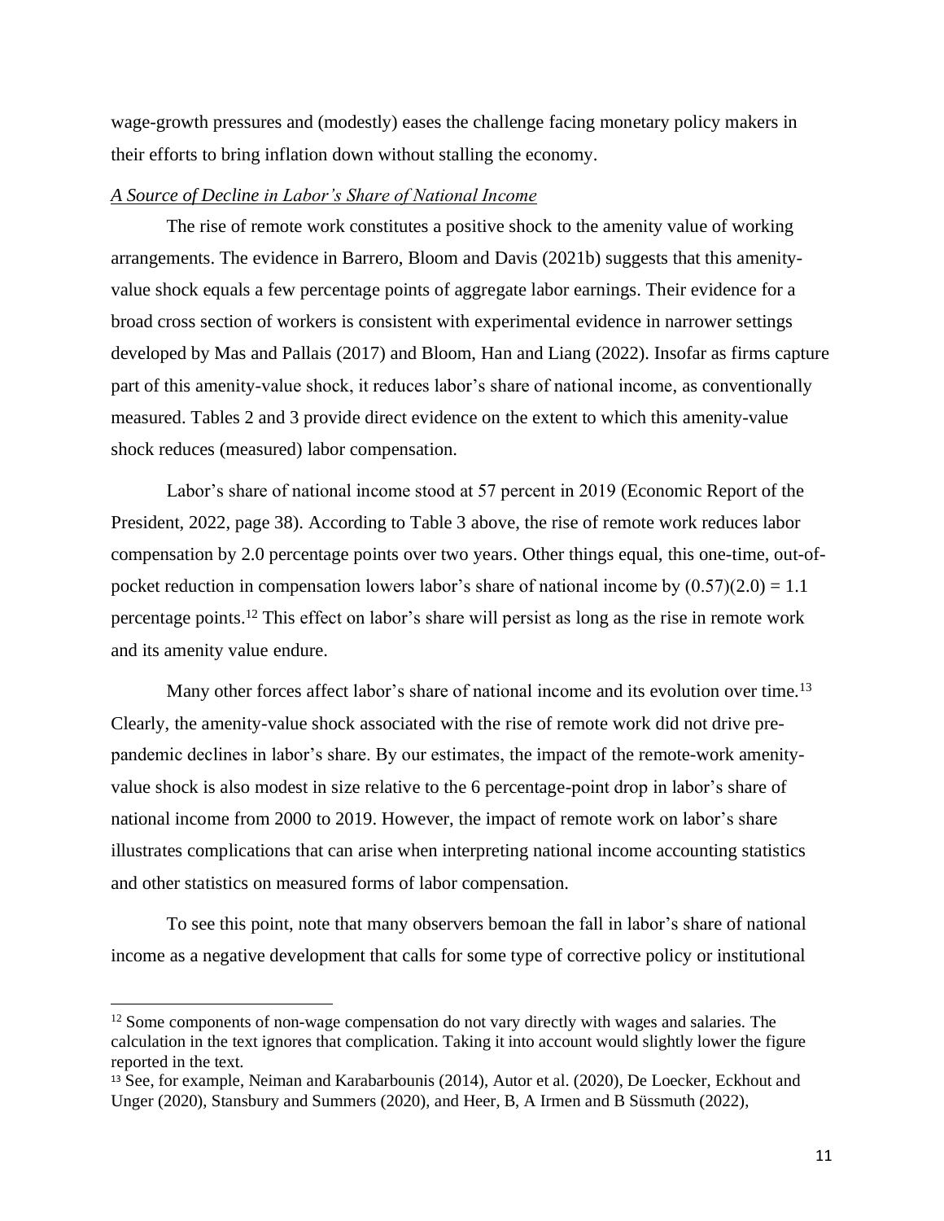wage-growth pressures and (modestly) eases the challenge facing monetary policy makers in their efforts to bring inflation down without stalling the economy.

*A Source of Decline in Labor's Share of National Income*

The rise of remote work constitutes a positive shock to the amenity value of working arrangements. The evidence in Barrero, Bloom and Davis (2021b) suggests that this amenity-value shock equals a few percentage points of aggregate labor earnings. Their evidence for a broad cross section of workers is consistent with experimental evidence in narrower settings developed by Mas and Pallais (2017) and Bloom, Han and Liang (2022). Insofar as firms capture part of this amenity-value shock, it reduces labor's share of national income, as conventionally measured. Tables 2 and 3 provide direct evidence on the extent to which this amenity-value shock reduces (measured) labor compensation.

Labor's share of national income stood at 57 percent in 2019 (Economic Report of the President, 2022, page 38). According to Table 3 above, the rise of remote work reduces labor compensation by 2.0 percentage points over two years. Other things equal, this one-time, out-of-pocket reduction in compensation lowers labor's share of national income by $(0.57)(2.0) = 1.1$ percentage points.[12] This effect on labor's share will persist as long as the rise in remote work and its amenity value endure.

Many other forces affect labor's share of national income and its evolution over time.[13] Clearly, the amenity-value shock associated with the rise of remote work did not drive pre-pandemic declines in labor's share. By our estimates, the impact of the remote-work amenity-value shock is also modest in size relative to the 6 percentage-point drop in labor's share of national income from 2000 to 2019. However, the impact of remote work on labor's share illustrates complications that can arise when interpreting national income accounting statistics and other statistics on measured forms of labor compensation.

To see this point, note that many observers bemoan the fall in labor's share of national income as a negative development that calls for some type of corrective policy or institutional

---

[12] Some components of non-wage compensation do not vary directly with wages and salaries. The calculation in the text ignores that complication. Taking it into account would slightly lower the figure reported in the text.

[13] See, for example, Neiman and Karabarbounis (2014), Autor et al. (2020), De Loecker, Eckhout and Unger (2020), Stansbury and Summers (2020), and Heer, B, A Irmen and B Süssmuth (2022),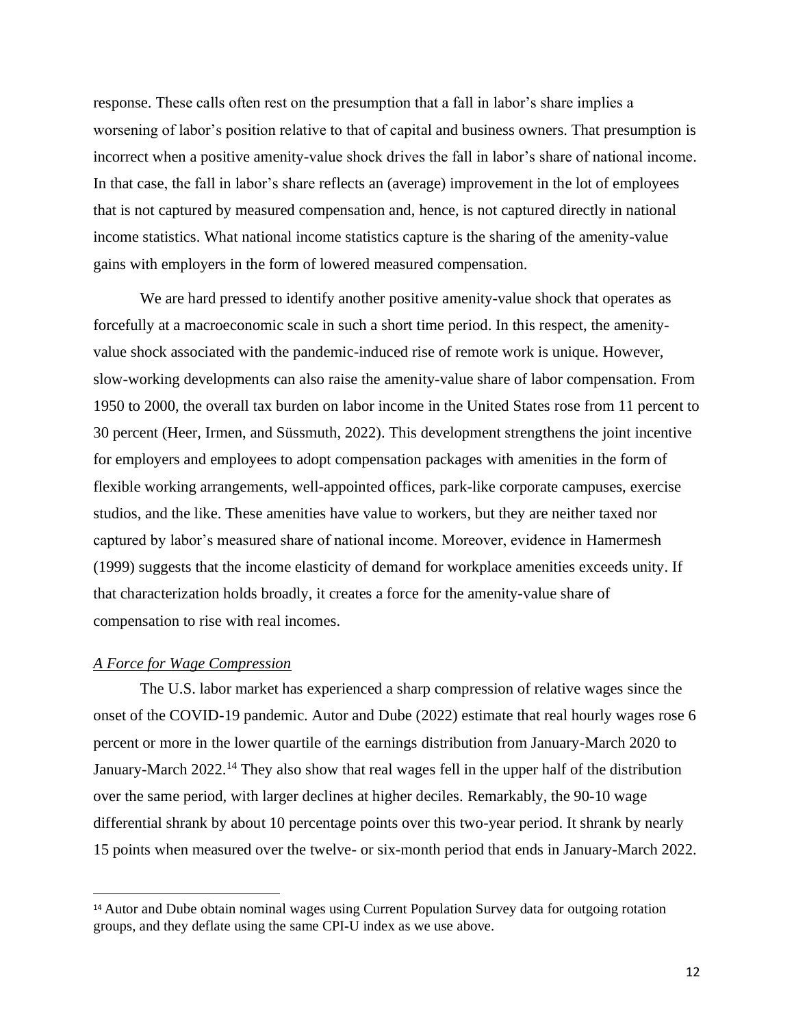response. These calls often rest on the presumption that a fall in labor's share implies a worsening of labor's position relative to that of capital and business owners. That presumption is incorrect when a positive amenity-value shock drives the fall in labor's share of national income. In that case, the fall in labor's share reflects an (average) improvement in the lot of employees that is not captured by measured compensation and, hence, is not captured directly in national income statistics. What national income statistics capture is the sharing of the amenity-value gains with employers in the form of lowered measured compensation.

We are hard pressed to identify another positive amenity-value shock that operates as forcefully at a macroeconomic scale in such a short time period. In this respect, the amenity-value shock associated with the pandemic-induced rise of remote work is unique. However, slow-working developments can also raise the amenity-value share of labor compensation. From 1950 to 2000, the overall tax burden on labor income in the United States rose from 11 percent to 30 percent (Heer, Irmen, and Süssmuth, 2022). This development strengthens the joint incentive for employers and employees to adopt compensation packages with amenities in the form of flexible working arrangements, well-appointed offices, park-like corporate campuses, exercise studios, and the like. These amenities have value to workers, but they are neither taxed nor captured by labor's measured share of national income. Moreover, evidence in Hamermesh (1999) suggests that the income elasticity of demand for workplace amenities exceeds unity. If that characterization holds broadly, it creates a force for the amenity-value share of compensation to rise with real incomes.

*A Force for Wage Compression*

The U.S. labor market has experienced a sharp compression of relative wages since the onset of the COVID-19 pandemic. Autor and Dube (2022) estimate that real hourly wages rose 6 percent or more in the lower quartile of the earnings distribution from January-March 2020 to January-March 2022.[14] They also show that real wages fell in the upper half of the distribution over the same period, with larger declines at higher deciles. Remarkably, the 90-10 wage differential shrank by about 10 percentage points over this two-year period. It shrank by nearly 15 points when measured over the twelve- or six-month period that ends in January-March 2022.

[14] Autor and Dube obtain nominal wages using Current Population Survey data for outgoing rotation groups, and they deflate using the same CPI-U index as we use above.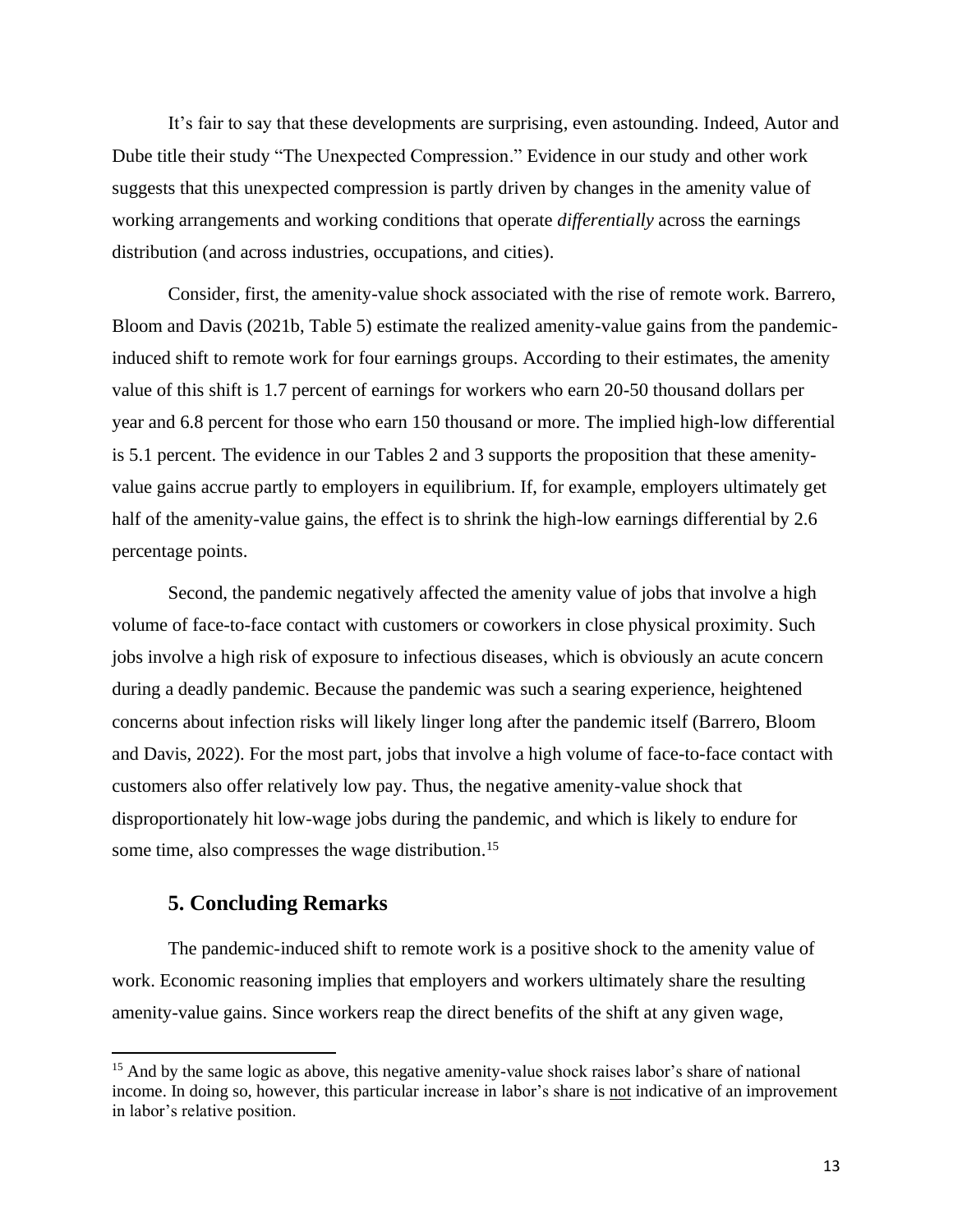It's fair to say that these developments are surprising, even astounding. Indeed, Autor and Dube title their study "The Unexpected Compression." Evidence in our study and other work suggests that this unexpected compression is partly driven by changes in the amenity value of working arrangements and working conditions that operate *differentially* across the earnings distribution (and across industries, occupations, and cities).

Consider, first, the amenity-value shock associated with the rise of remote work. Barrero, Bloom and Davis (2021b, Table 5) estimate the realized amenity-value gains from the pandemic-induced shift to remote work for four earnings groups. According to their estimates, the amenity value of this shift is 1.7 percent of earnings for workers who earn 20-50 thousand dollars per year and 6.8 percent for those who earn 150 thousand or more. The implied high-low differential is 5.1 percent. The evidence in our Tables 2 and 3 supports the proposition that these amenity-value gains accrue partly to employers in equilibrium. If, for example, employers ultimately get half of the amenity-value gains, the effect is to shrink the high-low earnings differential by 2.6 percentage points.

Second, the pandemic negatively affected the amenity value of jobs that involve a high volume of face-to-face contact with customers or coworkers in close physical proximity. Such jobs involve a high risk of exposure to infectious diseases, which is obviously an acute concern during a deadly pandemic. Because the pandemic was such a searing experience, heightened concerns about infection risks will likely linger long after the pandemic itself (Barrero, Bloom and Davis, 2022). For the most part, jobs that involve a high volume of face-to-face contact with customers also offer relatively low pay. Thus, the negative amenity-value shock that disproportionately hit low-wage jobs during the pandemic, and which is likely to endure for some time, also compresses the wage distribution.[15]

## 5. Concluding Remarks

The pandemic-induced shift to remote work is a positive shock to the amenity value of work. Economic reasoning implies that employers and workers ultimately share the resulting amenity-value gains. Since workers reap the direct benefits of the shift at any given wage,

---

[15] And by the same logic as above, this negative amenity-value shock raises labor's share of national income. In doing so, however, this particular increase in labor's share is <u>not</u> indicative of an improvement in labor's relative position.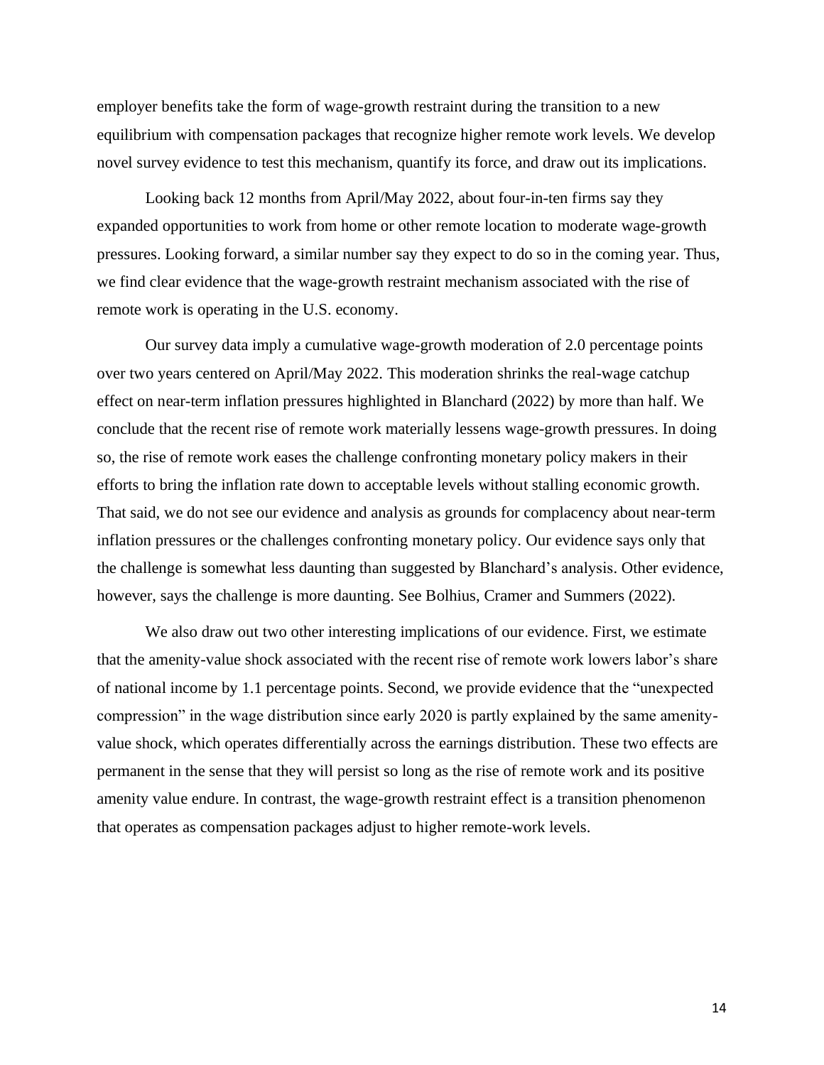employer benefits take the form of wage-growth restraint during the transition to a new equilibrium with compensation packages that recognize higher remote work levels. We develop novel survey evidence to test this mechanism, quantify its force, and draw out its implications.

Looking back 12 months from April/May 2022, about four-in-ten firms say they expanded opportunities to work from home or other remote location to moderate wage-growth pressures. Looking forward, a similar number say they expect to do so in the coming year. Thus, we find clear evidence that the wage-growth restraint mechanism associated with the rise of remote work is operating in the U.S. economy.

Our survey data imply a cumulative wage-growth moderation of 2.0 percentage points over two years centered on April/May 2022. This moderation shrinks the real-wage catchup effect on near-term inflation pressures highlighted in Blanchard (2022) by more than half. We conclude that the recent rise of remote work materially lessens wage-growth pressures. In doing so, the rise of remote work eases the challenge confronting monetary policy makers in their efforts to bring the inflation rate down to acceptable levels without stalling economic growth. That said, we do not see our evidence and analysis as grounds for complacency about near-term inflation pressures or the challenges confronting monetary policy. Our evidence says only that the challenge is somewhat less daunting than suggested by Blanchard's analysis. Other evidence, however, says the challenge is more daunting. See Bolhius, Cramer and Summers (2022).

We also draw out two other interesting implications of our evidence. First, we estimate that the amenity-value shock associated with the recent rise of remote work lowers labor's share of national income by 1.1 percentage points. Second, we provide evidence that the "unexpected compression" in the wage distribution since early 2020 is partly explained by the same amenity-value shock, which operates differentially across the earnings distribution. These two effects are permanent in the sense that they will persist so long as the rise of remote work and its positive amenity value endure. In contrast, the wage-growth restraint effect is a transition phenomenon that operates as compensation packages adjust to higher remote-work levels.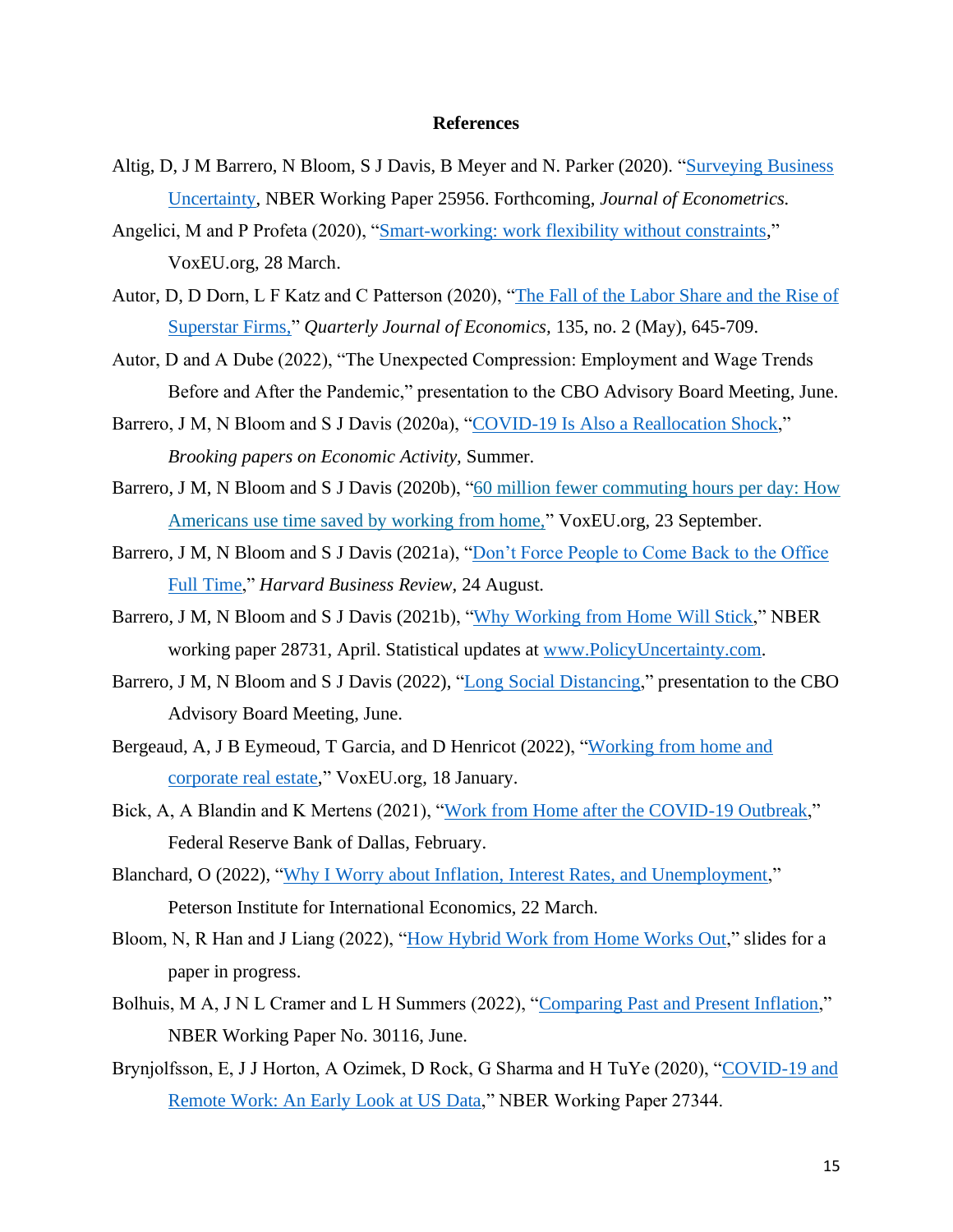## References

Altig, D, J M Barrero, N Bloom, S J Davis, B Meyer and N. Parker (2020). "Surveying Business Uncertainty, NBER Working Paper 25956. Forthcoming, *Journal of Econometrics.*

Angelici, M and P Profeta (2020), "Smart-working: work flexibility without constraints," VoxEU.org, 28 March.

Autor, D, D Dorn, L F Katz and C Patterson (2020), "The Fall of the Labor Share and the Rise of Superstar Firms," *Quarterly Journal of Economics,* 135, no. 2 (May), 645-709.

Autor, D and A Dube (2022), "The Unexpected Compression: Employment and Wage Trends Before and After the Pandemic," presentation to the CBO Advisory Board Meeting, June.

Barrero, J M, N Bloom and S J Davis (2020a), "COVID-19 Is Also a Reallocation Shock," *Brooking papers on Economic Activity,* Summer.

Barrero, J M, N Bloom and S J Davis (2020b), "60 million fewer commuting hours per day: How Americans use time saved by working from home," VoxEU.org, 23 September.

Barrero, J M, N Bloom and S J Davis (2021a), "Don't Force People to Come Back to the Office Full Time," *Harvard Business Review,* 24 August.

Barrero, J M, N Bloom and S J Davis (2021b), "Why Working from Home Will Stick," NBER working paper 28731, April. Statistical updates at www.PolicyUncertainty.com.

Barrero, J M, N Bloom and S J Davis (2022), "Long Social Distancing," presentation to the CBO Advisory Board Meeting, June.

Bergeaud, A, J B Eymeoud, T Garcia, and D Henricot (2022), "Working from home and corporate real estate," VoxEU.org, 18 January.

Bick, A, A Blandin and K Mertens (2021), "Work from Home after the COVID-19 Outbreak," Federal Reserve Bank of Dallas, February.

Blanchard, O (2022), "Why I Worry about Inflation, Interest Rates, and Unemployment," Peterson Institute for International Economics, 22 March.

Bloom, N, R Han and J Liang (2022), "How Hybrid Work from Home Works Out," slides for a paper in progress.

Bolhuis, M A, J N L Cramer and L H Summers (2022), "Comparing Past and Present Inflation," NBER Working Paper No. 30116, June.

Brynjolfsson, E, J J Horton, A Ozimek, D Rock, G Sharma and H TuYe (2020), "COVID-19 and Remote Work: An Early Look at US Data," NBER Working Paper 27344.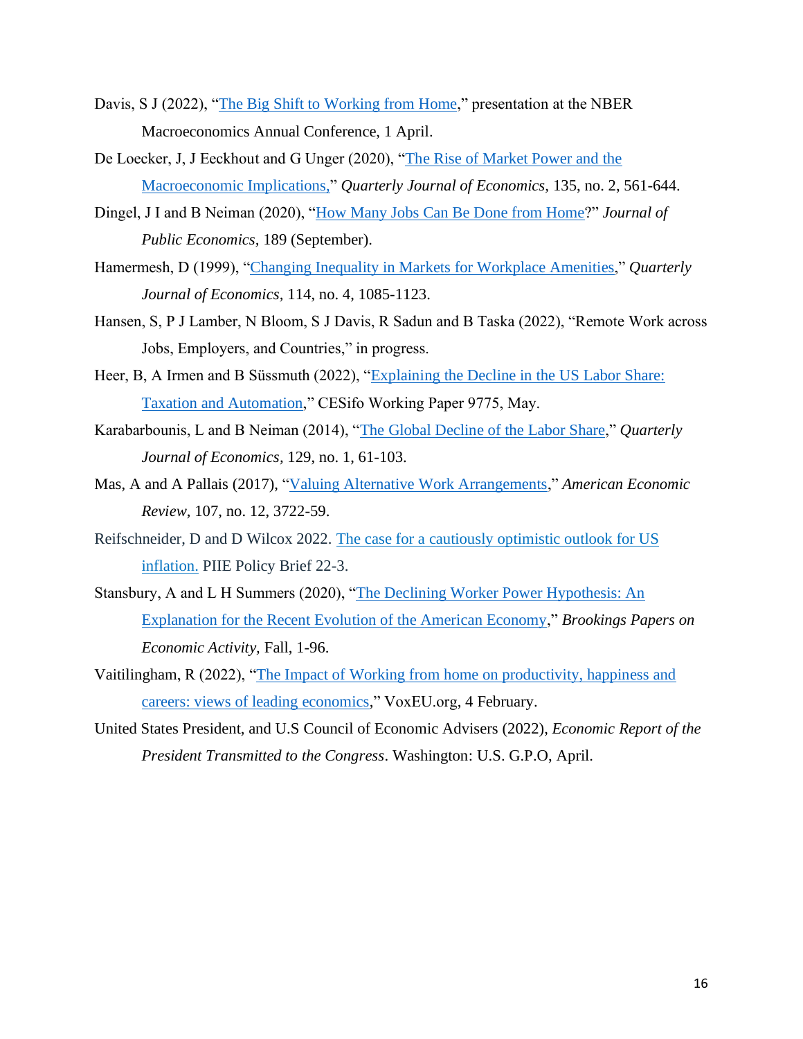Davis, S J (2022), "The Big Shift to Working from Home," presentation at the NBER Macroeconomics Annual Conference, 1 April.

De Loecker, J, J Eeckhout and G Unger (2020), "The Rise of Market Power and the Macroeconomic Implications," *Quarterly Journal of Economics*, 135, no. 2, 561-644.

Dingel, J I and B Neiman (2020), "How Many Jobs Can Be Done from Home?" *Journal of Public Economics,* 189 (September).

Hamermesh, D (1999), "Changing Inequality in Markets for Workplace Amenities," *Quarterly Journal of Economics,* 114, no. 4, 1085-1123.

Hansen, S, P J Lamber, N Bloom, S J Davis, R Sadun and B Taska (2022), "Remote Work across Jobs, Employers, and Countries," in progress.

Heer, B, A Irmen and B Süssmuth (2022), "Explaining the Decline in the US Labor Share: Taxation and Automation," CESifo Working Paper 9775, May.

Karabarbounis, L and B Neiman (2014), "The Global Decline of the Labor Share," *Quarterly Journal of Economics,* 129, no. 1, 61-103.

Mas, A and A Pallais (2017), "Valuing Alternative Work Arrangements," *American Economic Review*, 107, no. 12, 3722-59.

Reifschneider, D and D Wilcox 2022. The case for a cautiously optimistic outlook for US inflation. PIIE Policy Brief 22-3.

Stansbury, A and L H Summers (2020), "The Declining Worker Power Hypothesis: An Explanation for the Recent Evolution of the American Economy," *Brookings Papers on Economic Activity,* Fall, 1-96.

Vaitilingham, R (2022), "The Impact of Working from home on productivity, happiness and careers: views of leading economics," VoxEU.org, 4 February.

United States President, and U.S Council of Economic Advisers (2022), *Economic Report of the President Transmitted to the Congress*. Washington: U.S. G.P.O, April.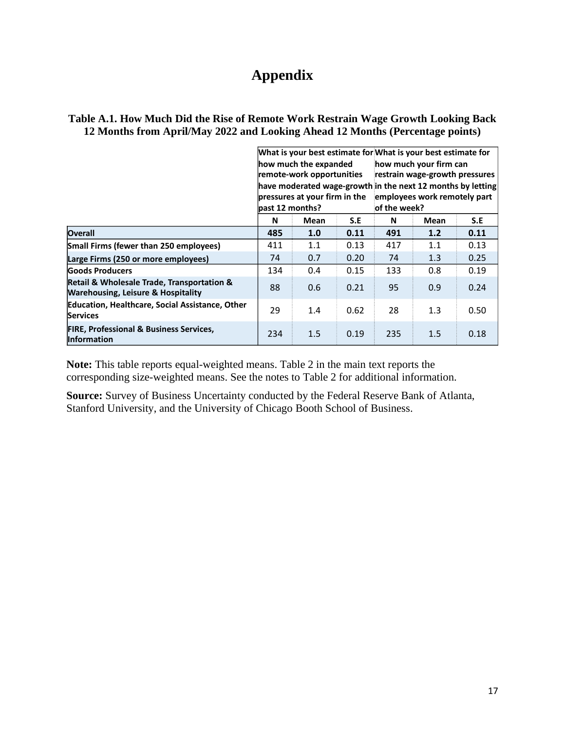# Appendix

**Table A.1. How Much Did the Rise of Remote Work Restrain Wage Growth Looking Back 12 Months from April/May 2022 and Looking Ahead 12 Months (Percentage points)**

| | What is your best estimate for how much the expanded remote-work opportunities have moderated wage-growth pressures at your firm in the past 12 months? | | | What is your best estimate for how much your firm can restrain wage-growth pressures in the next 12 months by letting employees work remotely part of the week? | | |
|---|---|---|---|---|---|---|
| | **N** | **Mean** | **S.E** | **N** | **Mean** | **S.E** |
| **Overall** | **485** | **1.0** | **0.11** | **491** | **1.2** | **0.11** |
| **Small Firms (fewer than 250 employees)** | 411 | 1.1 | 0.13 | 417 | 1.1 | 0.13 |
| **Large Firms (250 or more employees)** | 74 | 0.7 | 0.20 | 74 | 1.3 | 0.25 |
| **Goods Producers** | 134 | 0.4 | 0.15 | 133 | 0.8 | 0.19 |
| **Retail & Wholesale Trade, Transportation & Warehousing, Leisure & Hospitality** | 88 | 0.6 | 0.21 | 95 | 0.9 | 0.24 |
| **Education, Healthcare, Social Assistance, Other Services** | 29 | 1.4 | 0.62 | 28 | 1.3 | 0.50 |
| **FIRE, Professional & Business Services, Information** | 234 | 1.5 | 0.19 | 235 | 1.5 | 0.18 |

**Note:** This table reports equal-weighted means. Table 2 in the main text reports the corresponding size-weighted means. See the notes to Table 2 for additional information.

**Source:** Survey of Business Uncertainty conducted by the Federal Reserve Bank of Atlanta, Stanford University, and the University of Chicago Booth School of Business.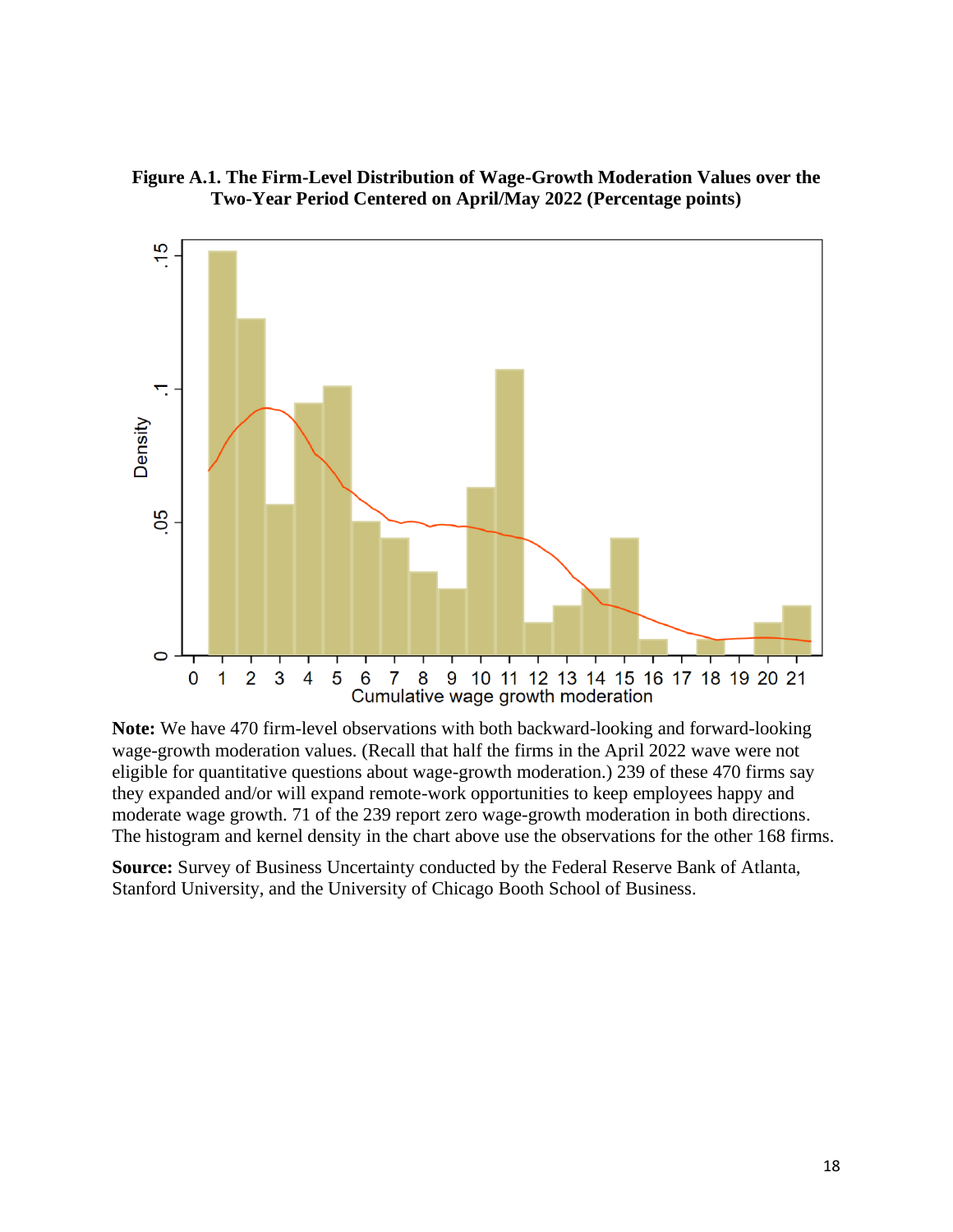**Figure A.1. The Firm-Level Distribution of Wage-Growth Moderation Values over the Two-Year Period Centered on April/May 2022 (Percentage points)**

Density

0
.05
.1
.15

0 1 2 3 4 5 6 7 8 9 10 11 12 13 14 15 16 17 18 19 20 21

Cumulative wage growth moderation

**Note:** We have 470 firm-level observations with both backward-looking and forward-looking wage-growth moderation values. (Recall that half the firms in the April 2022 wave were not eligible for quantitative questions about wage-growth moderation.) 239 of these 470 firms say they expanded and/or will expand remote-work opportunities to keep employees happy and moderate wage growth. 71 of the 239 report zero wage-growth moderation in both directions. The histogram and kernel density in the chart above use the observations for the other 168 firms.

**Source:** Survey of Business Uncertainty conducted by the Federal Reserve Bank of Atlanta, Stanford University, and the University of Chicago Booth School of Business.